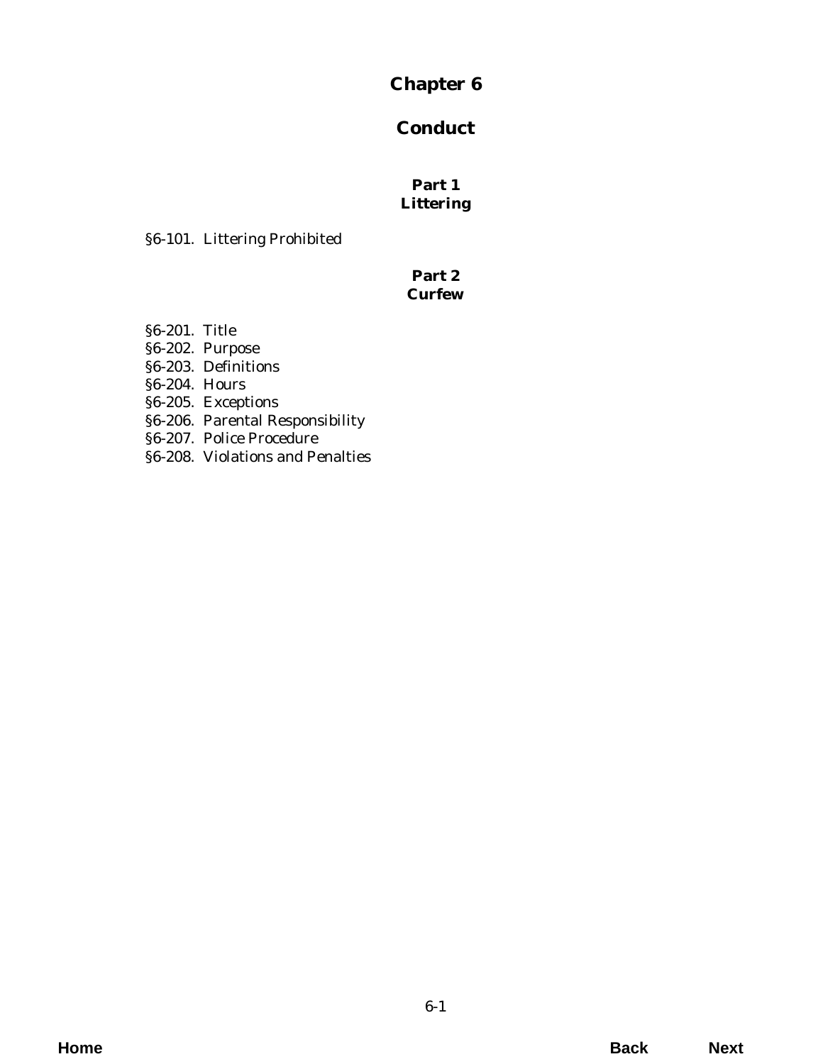# Chapter 6

# Conduct

## Part 1
## Littering

§6-101. Littering Prohibited

## Part 2
## Curfew

§6-201. Title
§6-202. Purpose
§6-203. Definitions
§6-204. Hours
§6-205. Exceptions
§6-206. Parental Responsibility
§6-207. Police Procedure
§6-208. Violations and Penalties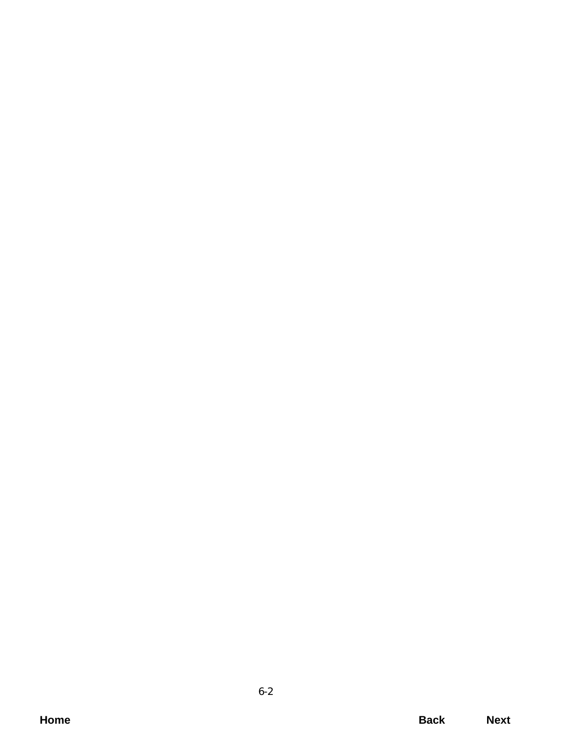Home Back Next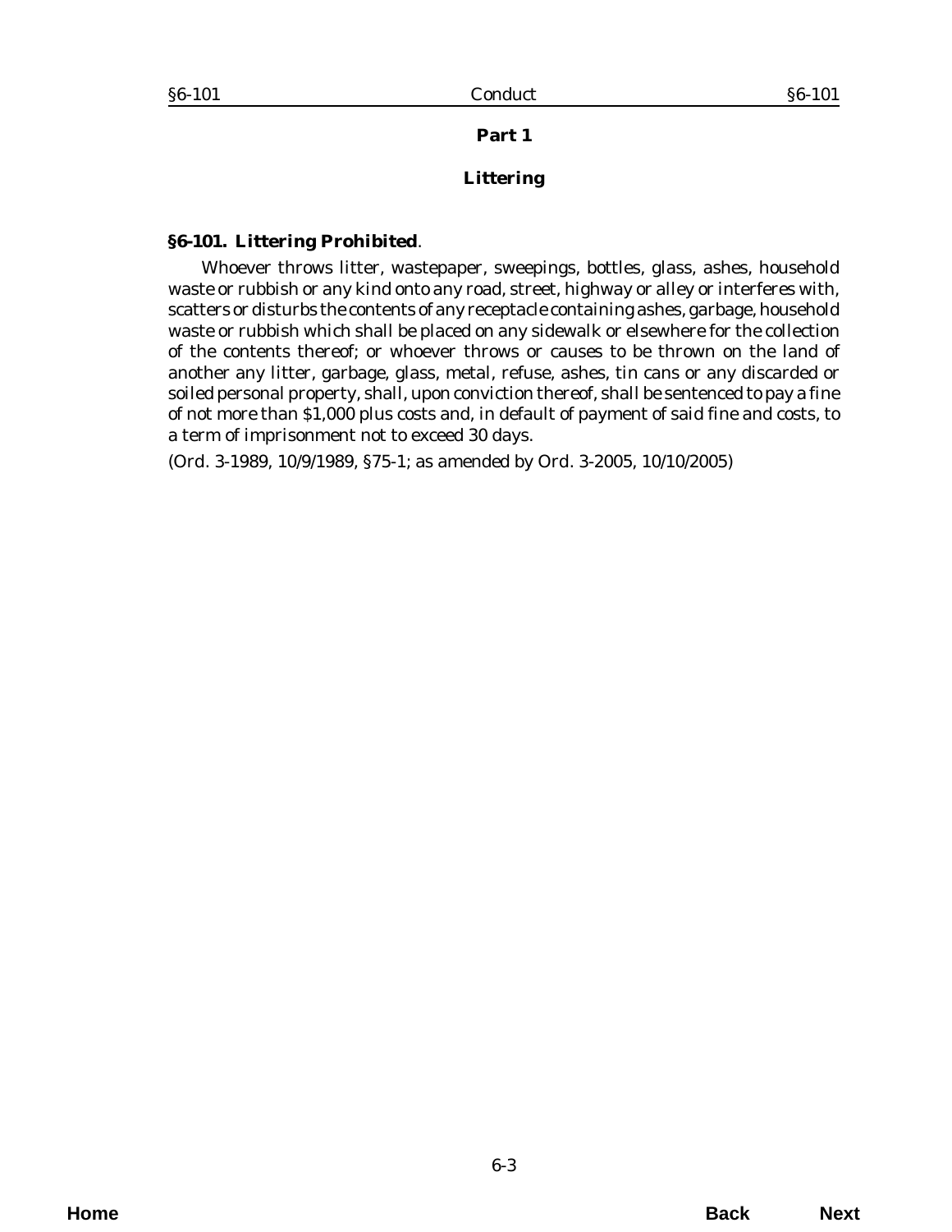## Part 1

## Littering

**§6-101. Littering Prohibited**.

Whoever throws litter, wastepaper, sweepings, bottles, glass, ashes, household waste or rubbish or any kind onto any road, street, highway or alley or interferes with, scatters or disturbs the contents of any receptacle containing ashes, garbage, household waste or rubbish which shall be placed on any sidewalk or elsewhere for the collection of the contents thereof; or whoever throws or causes to be thrown on the land of another any litter, garbage, glass, metal, refuse, ashes, tin cans or any discarded or soiled personal property, shall, upon conviction thereof, shall be sentenced to pay a fine of not more than $1,000 plus costs and, in default of payment of said fine and costs, to a term of imprisonment not to exceed 30 days.

(*Ord. 3-1989*, 10/9/1989, §75-1; as amended by *Ord. 3-2005*, 10/10/2005)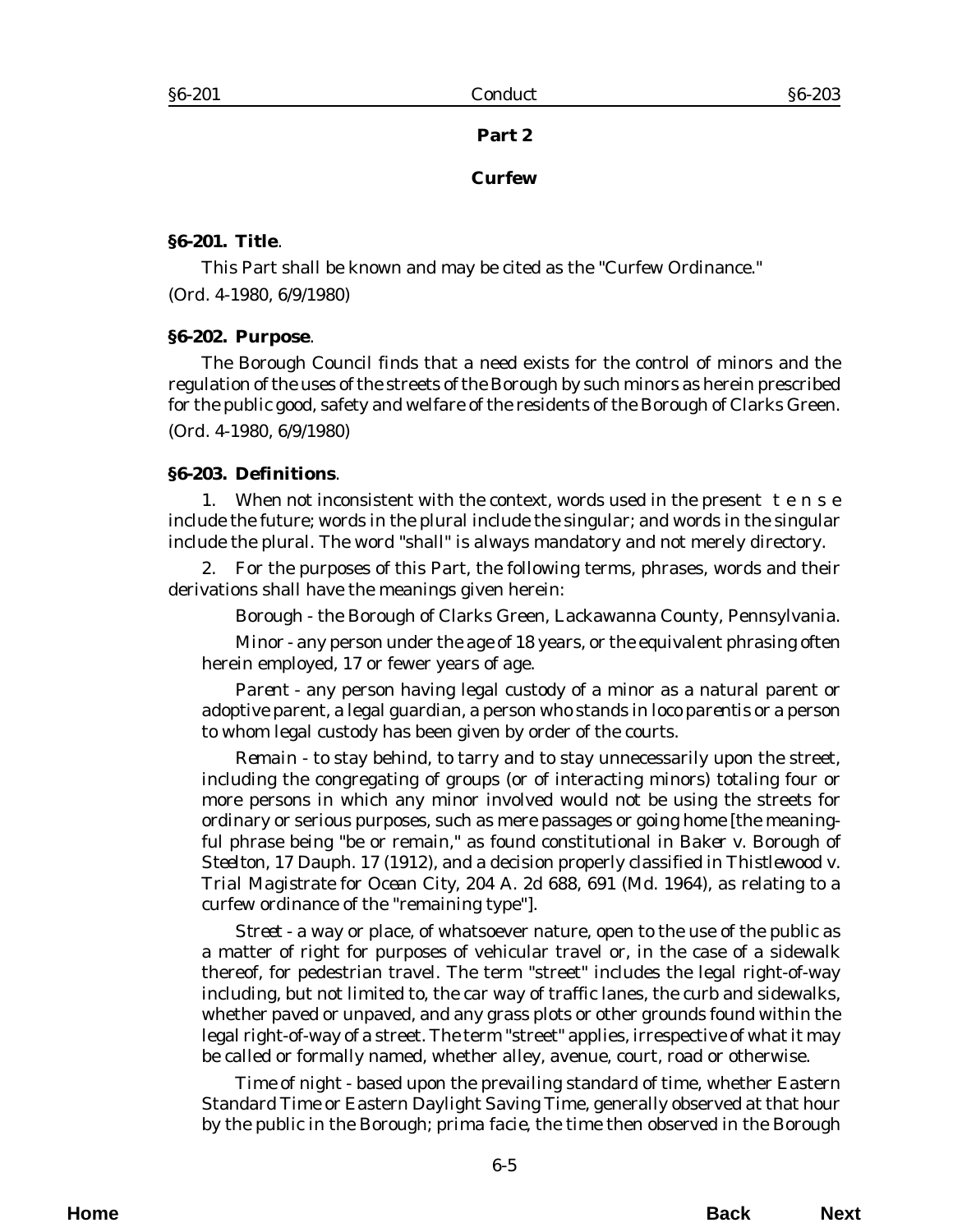## Part 2

## Curfew

**§6-201. Title**.

This Part shall be known and may be cited as the "Curfew Ordinance."

(*Ord. 4-1980*, 6/9/1980)

**§6-202. Purpose**.

The Borough Council finds that a need exists for the control of minors and the regulation of the uses of the streets of the Borough by such minors as herein prescribed for the public good, safety and welfare of the residents of the Borough of Clarks Green.

(*Ord. 4-1980*, 6/9/1980)

**§6-203. Definitions**.

1. When not inconsistent with the context, words used in the present tense include the future; words in the plural include the singular; and words in the singular include the plural. The word "shall" is always mandatory and not merely directory.

2. For the purposes of this Part, the following terms, phrases, words and their derivations shall have the meanings given herein:

*Borough* - the Borough of Clarks Green, Lackawanna County, Pennsylvania.

*Minor* - any person under the age of 18 years, or the equivalent phrasing often herein employed, 17 or fewer years of age.

*Parent* - any person having legal custody of a minor as a natural parent or adoptive parent, a legal guardian, a person who stands in *loco parentis* or a person to whom legal custody has been given by order of the courts.

*Remain* - to stay behind, to tarry and to stay unnecessarily upon the street, including the congregating of groups (or of interacting minors) totaling four or more persons in which any minor involved would not be using the streets for ordinary or serious purposes, such as mere passages or going home [the meaningful phrase being "be or remain," as found constitutional in *Baker* v. *Borough of Steelton*, 17 Dauph. 17 (1912), and a decision properly classified in *Thistlewood* v. *Trial Magistrate for Ocean City*, 204 A. 2d 688, 691 (Md. 1964), as relating to a curfew ordinance of the "remaining type"].

*Street* - a way or place, of whatsoever nature, open to the use of the public as a matter of right for purposes of vehicular travel or, in the case of a sidewalk thereof, for pedestrian travel. The term "street" includes the legal right-of-way including, but not limited to, the car way of traffic lanes, the curb and sidewalks, whether paved or unpaved, and any grass plots or other grounds found within the legal right-of-way of a street. The term "street" applies, irrespective of what it may be called or formally named, whether alley, avenue, court, road or otherwise.

*Time of night* - based upon the prevailing standard of time, whether Eastern Standard Time or Eastern Daylight Saving Time, generally observed at that hour by the public in the Borough; *prima facie*, the time then observed in the Borough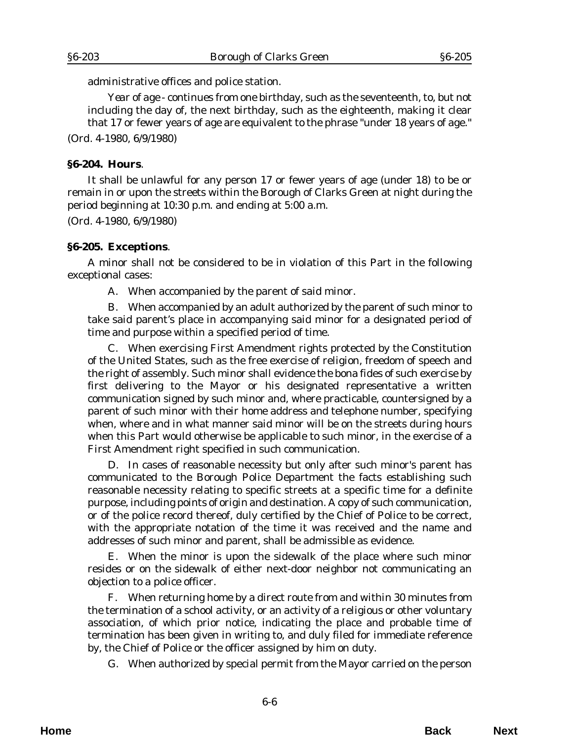administrative offices and police station.

*Year of age* - continues from one birthday, such as the seventeenth, to, but not including the day of, the next birthday, such as the eighteenth, making it clear that 17 or fewer years of age are equivalent to the phrase "under 18 years of age."

(*Ord. 4-1980*, 6/9/1980)

**§6-204. Hours**.

It shall be unlawful for any person 17 or fewer years of age (under 18) to be or remain in or upon the streets within the Borough of Clarks Green at night during the period beginning at 10:30 p.m. and ending at 5:00 a.m.

(*Ord. 4-1980*, 6/9/1980)

**§6-205. Exceptions**.

A minor shall not be considered to be in violation of this Part in the following exceptional cases:

A. When accompanied by the parent of said minor.

B. When accompanied by an adult authorized by the parent of such minor to take said parent's place in accompanying said minor for a designated period of time and purpose within a specified period of time.

C. When exercising First Amendment rights protected by the Constitution of the United States, such as the free exercise of religion, freedom of speech and the right of assembly. Such minor shall evidence the bona fides of such exercise by first delivering to the Mayor or his designated representative a written communication signed by such minor and, where practicable, countersigned by a parent of such minor with their home address and telephone number, specifying when, where and in what manner said minor will be on the streets during hours when this Part would otherwise be applicable to such minor, in the exercise of a First Amendment right specified in such communication.

D. In cases of reasonable necessity but only after such minor's parent has communicated to the Borough Police Department the facts establishing such reasonable necessity relating to specific streets at a specific time for a definite purpose, including points of origin and destination. A copy of such communication, or of the police record thereof, duly certified by the Chief of Police to be correct, with the appropriate notation of the time it was received and the name and addresses of such minor and parent, shall be admissible as evidence.

E. When the minor is upon the sidewalk of the place where such minor resides or on the sidewalk of either next-door neighbor not communicating an objection to a police officer.

F. When returning home by a direct route from and within 30 minutes from the termination of a school activity, or an activity of a religious or other voluntary association, of which prior notice, indicating the place and probable time of termination has been given in writing to, and duly filed for immediate reference by, the Chief of Police or the officer assigned by him on duty.

G. When authorized by special permit from the Mayor carried on the person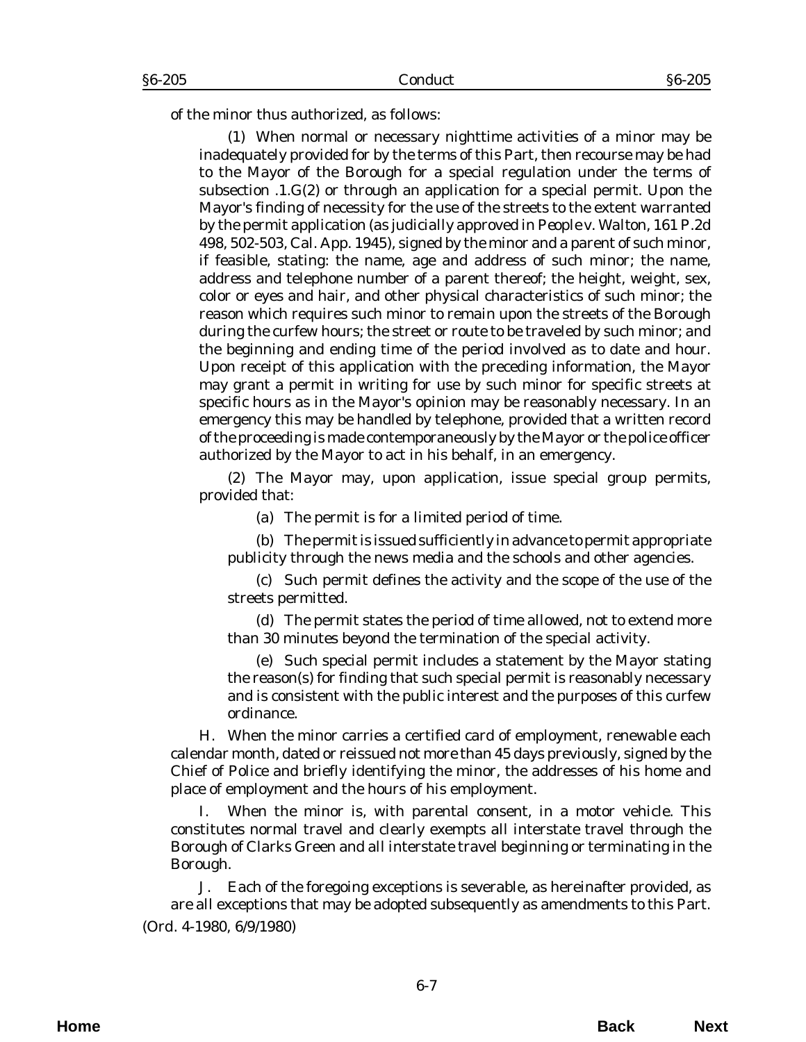of the minor thus authorized, as follows:

(1) When normal or necessary nighttime activities of a minor may be inadequately provided for by the terms of this Part, then recourse may be had to the Mayor of the Borough for a special regulation under the terms of subsection .1.G(2) or through an application for a special permit. Upon the Mayor's finding of necessity for the use of the streets to the extent warranted by the permit application (as judicially approved in *People v. Walton*, 161 P.2d 498, 502-503, Cal. App. 1945), signed by the minor and a parent of such minor, if feasible, stating: the name, age and address of such minor; the name, address and telephone number of a parent thereof; the height, weight, sex, color or eyes and hair, and other physical characteristics of such minor; the reason which requires such minor to remain upon the streets of the Borough during the curfew hours; the street or route to be traveled by such minor; and the beginning and ending time of the period involved as to date and hour. Upon receipt of this application with the preceding information, the Mayor may grant a permit in writing for use by such minor for specific streets at specific hours as in the Mayor's opinion may be reasonably necessary. In an emergency this may be handled by telephone, provided that a written record of the proceeding is made contemporaneously by the Mayor or the police officer authorized by the Mayor to act in his behalf, in an emergency.

(2) The Mayor may, upon application, issue special group permits, provided that:

(a) The permit is for a limited period of time.

(b) The permit is issued sufficiently in advance to permit appropriate publicity through the news media and the schools and other agencies.

(c) Such permit defines the activity and the scope of the use of the streets permitted.

(d) The permit states the period of time allowed, not to extend more than 30 minutes beyond the termination of the special activity.

(e) Such special permit includes a statement by the Mayor stating the reason(s) for finding that such special permit is reasonably necessary and is consistent with the public interest and the purposes of this curfew ordinance.

H. When the minor carries a certified card of employment, renewable each calendar month, dated or reissued not more than 45 days previously, signed by the Chief of Police and briefly identifying the minor, the addresses of his home and place of employment and the hours of his employment.

I. When the minor is, with parental consent, in a motor vehicle. This constitutes normal travel and clearly exempts all interstate travel through the Borough of Clarks Green and all interstate travel beginning or terminating in the Borough.

J. Each of the foregoing exceptions is severable, as hereinafter provided, as are all exceptions that may be adopted subsequently as amendments to this Part.

(*Ord. 4-1980*, 6/9/1980)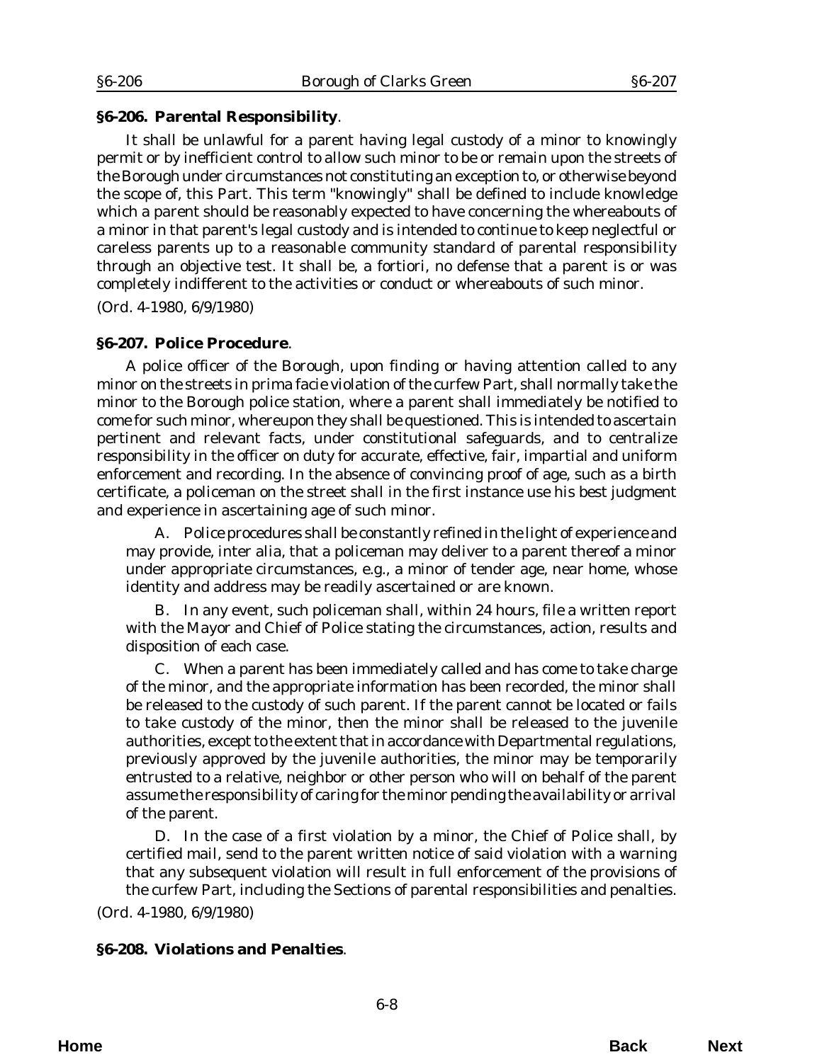**§6-206. Parental Responsibility**.

It shall be unlawful for a parent having legal custody of a minor to knowingly permit or by inefficient control to allow such minor to be or remain upon the streets of the Borough under circumstances not constituting an exception to, or otherwise beyond the scope of, this Part. This term "knowingly" shall be defined to include knowledge which a parent should be reasonably expected to have concerning the whereabouts of a minor in that parent's legal custody and is intended to continue to keep neglectful or careless parents up to a reasonable community standard of parental responsibility through an objective test. It shall be, a fortiori, no defense that a parent is or was completely indifferent to the activities or conduct or whereabouts of such minor.

(*Ord. 4-1980*, 6/9/1980)

**§6-207. Police Procedure**.

A police officer of the Borough, upon finding or having attention called to any minor on the streets in prima facie violation of the curfew Part, shall normally take the minor to the Borough police station, where a parent shall immediately be notified to come for such minor, whereupon they shall be questioned. This is intended to ascertain pertinent and relevant facts, under constitutional safeguards, and to centralize responsibility in the officer on duty for accurate, effective, fair, impartial and uniform enforcement and recording. In the absence of convincing proof of age, such as a birth certificate, a policeman on the street shall in the first instance use his best judgment and experience in ascertaining age of such minor.

A. Police procedures shall be constantly refined in the light of experience and may provide, inter alia, that a policeman may deliver to a parent thereof a minor under appropriate circumstances, e.g., a minor of tender age, near home, whose identity and address may be readily ascertained or are known.

B. In any event, such policeman shall, within 24 hours, file a written report with the Mayor and Chief of Police stating the circumstances, action, results and disposition of each case.

C. When a parent has been immediately called and has come to take charge of the minor, and the appropriate information has been recorded, the minor shall be released to the custody of such parent. If the parent cannot be located or fails to take custody of the minor, then the minor shall be released to the juvenile authorities, except to the extent that in accordance with Departmental regulations, previously approved by the juvenile authorities, the minor may be temporarily entrusted to a relative, neighbor or other person who will on behalf of the parent assume the responsibility of caring for the minor pending the availability or arrival of the parent.

D. In the case of a first violation by a minor, the Chief of Police shall, by certified mail, send to the parent written notice of said violation with a warning that any subsequent violation will result in full enforcement of the provisions of the curfew Part, including the Sections of parental responsibilities and penalties.

(*Ord. 4-1980*, 6/9/1980)

**§6-208. Violations and Penalties**.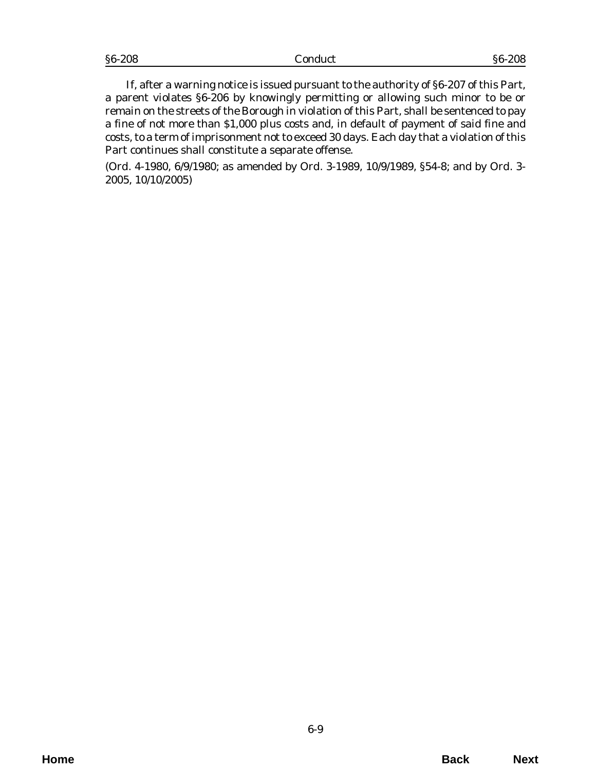If, after a warning notice is issued pursuant to the authority of §6-207 of this Part, a parent violates §6-206 by knowingly permitting or allowing such minor to be or remain on the streets of the Borough in violation of this Part, shall be sentenced to pay a fine of not more than $1,000 plus costs and, in default of payment of said fine and costs, to a term of imprisonment not to exceed 30 days. Each day that a violation of this Part continues shall constitute a separate offense.

(*Ord. 4-1980*, 6/9/1980; as amended by *Ord. 3-1989*, 10/9/1989, §54-8; and by *Ord. 3-2005*, 10/10/2005)